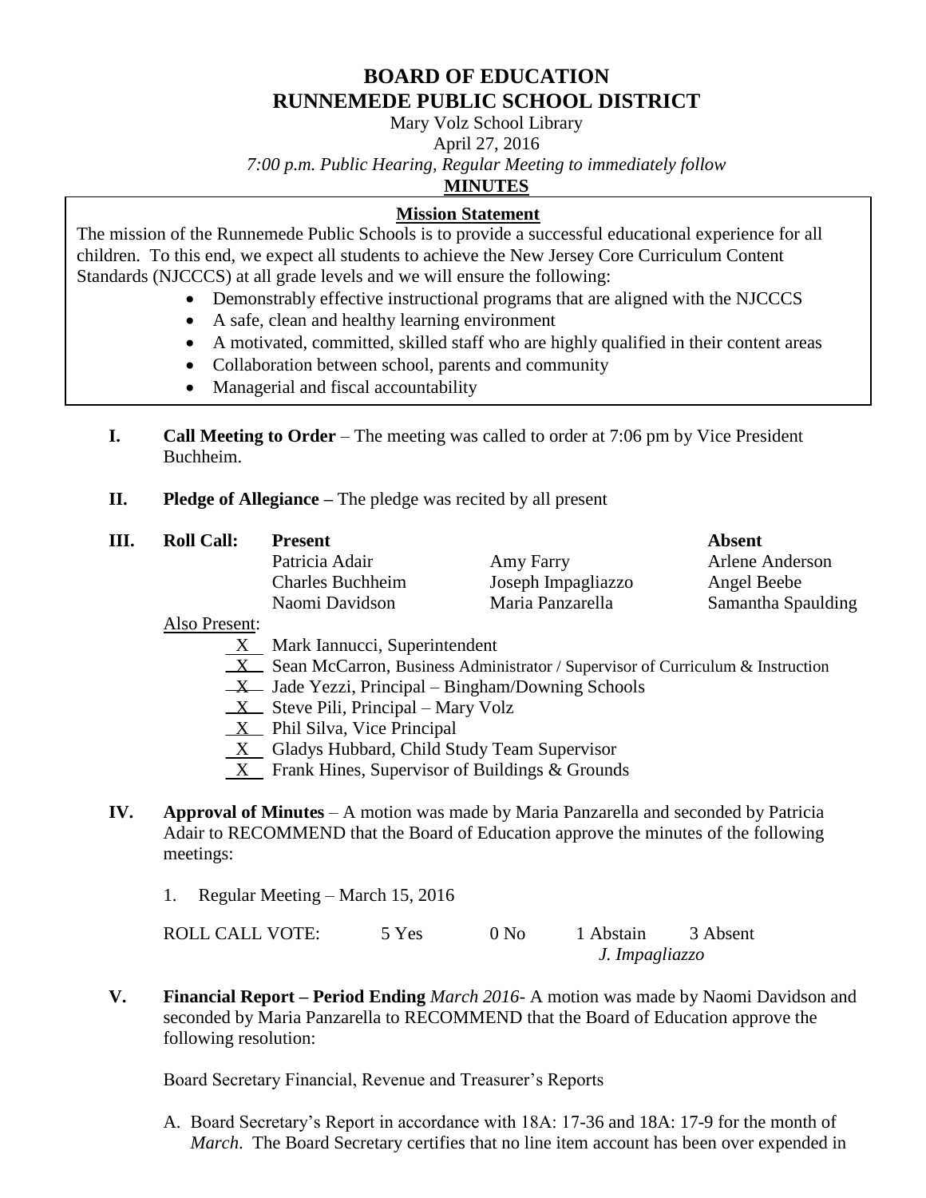# BOARD OF EDUCATION
# RUNNEMEDE PUBLIC SCHOOL DISTRICT

Mary Volz School Library

April 27, 2016

*7:00 p.m. Public Hearing, Regular Meeting to immediately follow*

**MINUTES**

**Mission Statement**

The mission of the Runnemede Public Schools is to provide a successful educational experience for all children. To this end, we expect all students to achieve the New Jersey Core Curriculum Content Standards (NJCCCS) at all grade levels and we will ensure the following:

- Demonstrably effective instructional programs that are aligned with the NJCCCS
- A safe, clean and healthy learning environment
- A motivated, committed, skilled staff who are highly qualified in their content areas
- Collaboration between school, parents and community
- Managerial and fiscal accountability

**I. Call Meeting to Order** – The meeting was called to order at 7:06 pm by Vice President Buchheim.

**II. Pledge of Allegiance –** The pledge was recited by all present

**III. Roll Call:**

| Present | | Absent |
|---|---|---|
| Patricia Adair | Amy Farry | Arlene Anderson |
| Charles Buchheim | Joseph Impagliazzo | Angel Beebe |
| Naomi Davidson | Maria Panzarella | Samantha Spaulding |

Also Present:

- X Mark Iannucci, Superintendent
- X Sean McCarron, Business Administrator / Supervisor of Curriculum & Instruction
- X Jade Yezzi, Principal – Bingham/Downing Schools
- X Steve Pili, Principal – Mary Volz
- X Phil Silva, Vice Principal
- X Gladys Hubbard, Child Study Team Supervisor
- X Frank Hines, Supervisor of Buildings & Grounds

**IV. Approval of Minutes** – A motion was made by Maria Panzarella and seconded by Patricia Adair to RECOMMEND that the Board of Education approve the minutes of the following meetings:

1. Regular Meeting – March 15, 2016

ROLL CALL VOTE: 5 Yes 0 No 1 Abstain 3 Absent

*J. Impagliazzo*

**V. Financial Report – Period Ending** *March 2016*- A motion was made by Naomi Davidson and seconded by Maria Panzarella to RECOMMEND that the Board of Education approve the following resolution:

Board Secretary Financial, Revenue and Treasurer's Reports

A. Board Secretary's Report in accordance with 18A: 17-36 and 18A: 17-9 for the month of *March*. The Board Secretary certifies that no line item account has been over expended in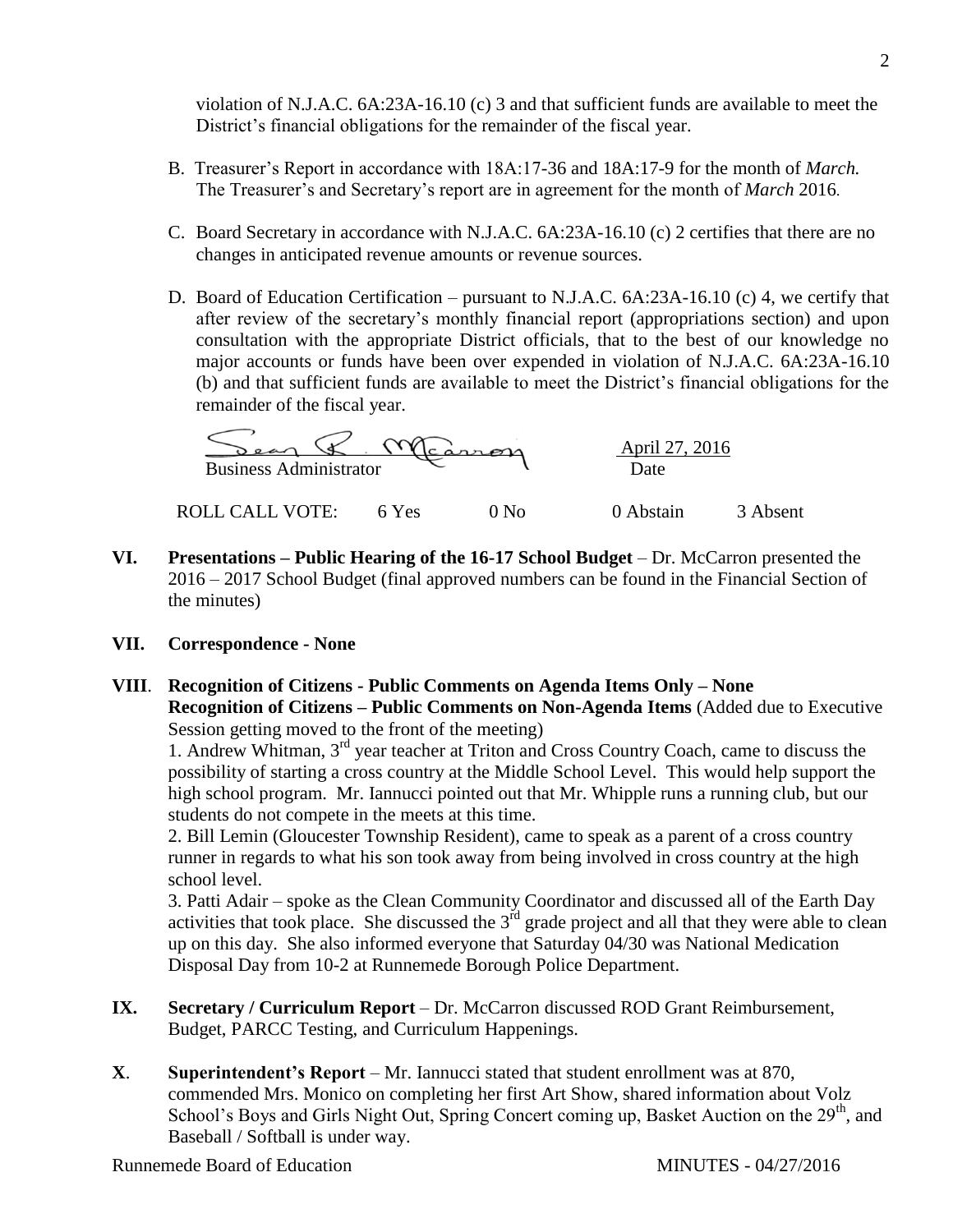violation of N.J.A.C. 6A:23A-16.10 (c) 3 and that sufficient funds are available to meet the District's financial obligations for the remainder of the fiscal year.

B. Treasurer's Report in accordance with 18A:17-36 and 18A:17-9 for the month of *March.* The Treasurer's and Secretary's report are in agreement for the month of *March* 2016.

C. Board Secretary in accordance with N.J.A.C. 6A:23A-16.10 (c) 2 certifies that there are no changes in anticipated revenue amounts or revenue sources.

D. Board of Education Certification – pursuant to N.J.A.C. 6A:23A-16.10 (c) 4, we certify that after review of the secretary's monthly financial report (appropriations section) and upon consultation with the appropriate District officials, that to the best of our knowledge no major accounts or funds have been over expended in violation of N.J.A.C. 6A:23A-16.10 (b) and that sufficient funds are available to meet the District's financial obligations for the remainder of the fiscal year.

Sean R. McCarron — Business Administrator        April 27, 2016 — Date

ROLL CALL VOTE: 6 Yes 0 No 0 Abstain 3 Absent

**VI. Presentations – Public Hearing of the 16-17 School Budget** – Dr. McCarron presented the 2016 – 2017 School Budget (final approved numbers can be found in the Financial Section of the minutes)

**VII. Correspondence - None**

**VIII. Recognition of Citizens - Public Comments on Agenda Items Only – None**
**Recognition of Citizens – Public Comments on Non-Agenda Items** (Added due to Executive Session getting moved to the front of the meeting)

1. Andrew Whitman, 3rd year teacher at Triton and Cross Country Coach, came to discuss the possibility of starting a cross country at the Middle School Level. This would help support the high school program. Mr. Iannucci pointed out that Mr. Whipple runs a running club, but our students do not compete in the meets at this time.
2. Bill Lemin (Gloucester Township Resident), came to speak as a parent of a cross country runner in regards to what his son took away from being involved in cross country at the high school level.
3. Patti Adair – spoke as the Clean Community Coordinator and discussed all of the Earth Day activities that took place. She discussed the 3rd grade project and all that they were able to clean up on this day. She also informed everyone that Saturday 04/30 was National Medication Disposal Day from 10-2 at Runnemede Borough Police Department.

**IX. Secretary / Curriculum Report** – Dr. McCarron discussed ROD Grant Reimbursement, Budget, PARCC Testing, and Curriculum Happenings.

**X. Superintendent's Report** – Mr. Iannucci stated that student enrollment was at 870, commended Mrs. Monico on completing her first Art Show, shared information about Volz School's Boys and Girls Night Out, Spring Concert coming up, Basket Auction on the 29th, and Baseball / Softball is under way.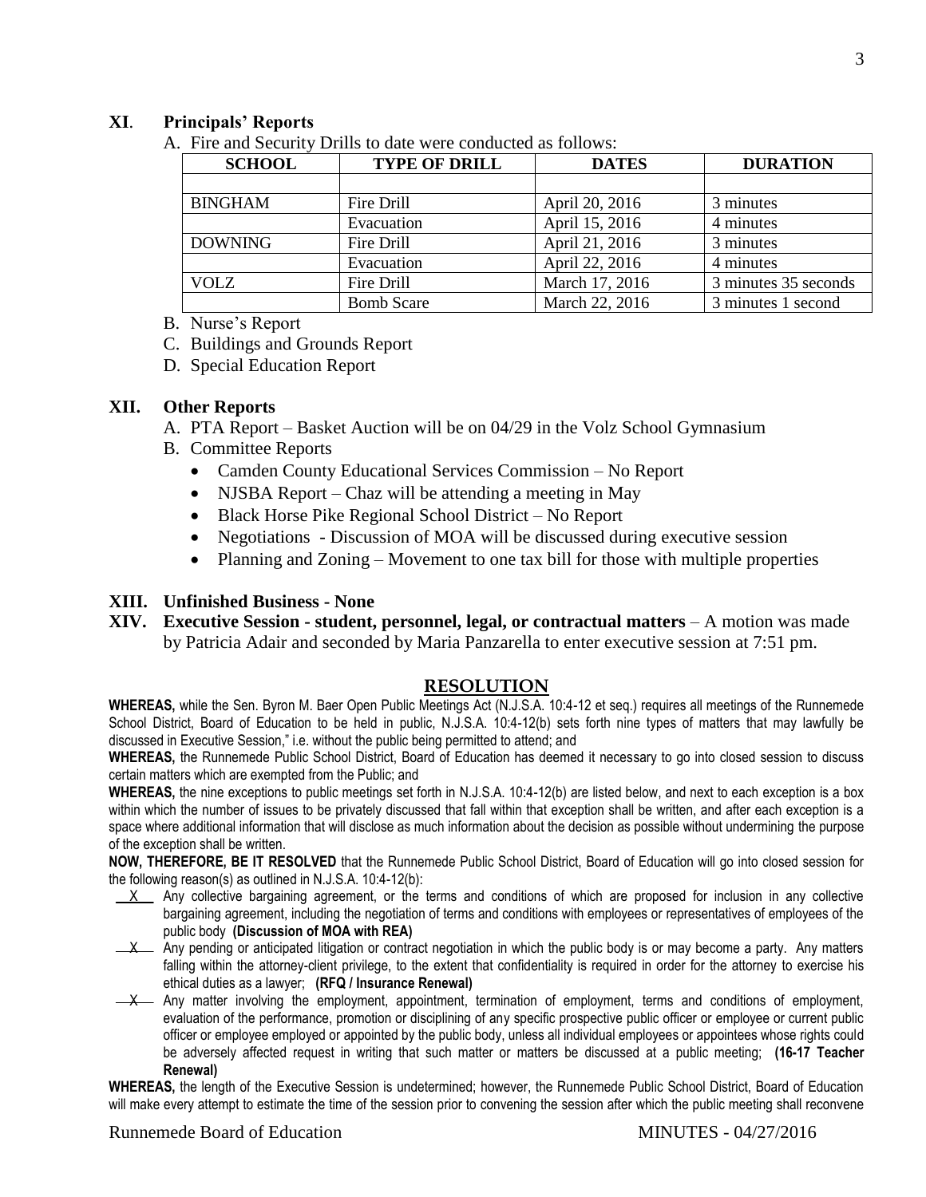## XI. Principals' Reports

A. Fire and Security Drills to date were conducted as follows:

| SCHOOL | TYPE OF DRILL | DATES | DURATION |
|---|---|---|---|
| | | | |
| BINGHAM | Fire Drill | April 20, 2016 | 3 minutes |
| | Evacuation | April 15, 2016 | 4 minutes |
| DOWNING | Fire Drill | April 21, 2016 | 3 minutes |
| | Evacuation | April 22, 2016 | 4 minutes |
| VOLZ | Fire Drill | March 17, 2016 | 3 minutes 35 seconds |
| | Bomb Scare | March 22, 2016 | 3 minutes 1 second |

B. Nurse's Report

C. Buildings and Grounds Report

D. Special Education Report

## XII. Other Reports

A. PTA Report – Basket Auction will be on 04/29 in the Volz School Gymnasium

B. Committee Reports

- Camden County Educational Services Commission – No Report
- NJSBA Report – Chaz will be attending a meeting in May
- Black Horse Pike Regional School District – No Report
- Negotiations - Discussion of MOA will be discussed during executive session
- Planning and Zoning – Movement to one tax bill for those with multiple properties

## XIII. Unfinished Business - None

## XIV. Executive Session - student, personnel, legal, or contractual matters – A motion was made by Patricia Adair and seconded by Maria Panzarella to enter executive session at 7:51 pm.

### RESOLUTION

**WHEREAS,** while the Sen. Byron M. Baer Open Public Meetings Act (N.J.S.A. 10:4-12 et seq.) requires all meetings of the Runnemede School District, Board of Education to be held in public, N.J.S.A. 10:4-12(b) sets forth nine types of matters that may lawfully be discussed in Executive Session," i.e. without the public being permitted to attend; and

**WHEREAS,** the Runnemede Public School District, Board of Education has deemed it necessary to go into closed session to discuss certain matters which are exempted from the Public; and

**WHEREAS,** the nine exceptions to public meetings set forth in N.J.S.A. 10:4-12(b) are listed below, and next to each exception is a box within which the number of issues to be privately discussed that fall within that exception shall be written, and after each exception is a space where additional information that will disclose as much information about the decision as possible without undermining the purpose of the exception shall be written.

**NOW, THEREFORE, BE IT RESOLVED** that the Runnemede Public School District, Board of Education will go into closed session for the following reason(s) as outlined in N.J.S.A. 10:4-12(b):

\_\_X\_\_ Any collective bargaining agreement, or the terms and conditions of which are proposed for inclusion in any collective bargaining agreement, including the negotiation of terms and conditions with employees or representatives of employees of the public body **(Discussion of MOA with REA)**

\_\_X\_\_ Any pending or anticipated litigation or contract negotiation in which the public body is or may become a party. Any matters falling within the attorney-client privilege, to the extent that confidentiality is required in order for the attorney to exercise his ethical duties as a lawyer; **(RFQ / Insurance Renewal)**

\_\_X\_\_ Any matter involving the employment, appointment, termination of employment, terms and conditions of employment, evaluation of the performance, promotion or disciplining of any specific prospective public officer or employee or current public officer or employee employed or appointed by the public body, unless all individual employees or appointees whose rights could be adversely affected request in writing that such matter or matters be discussed at a public meeting; **(16-17 Teacher Renewal)**

**WHEREAS,** the length of the Executive Session is undetermined; however, the Runnemede Public School District, Board of Education will make every attempt to estimate the time of the session prior to convening the session after which the public meeting shall reconvene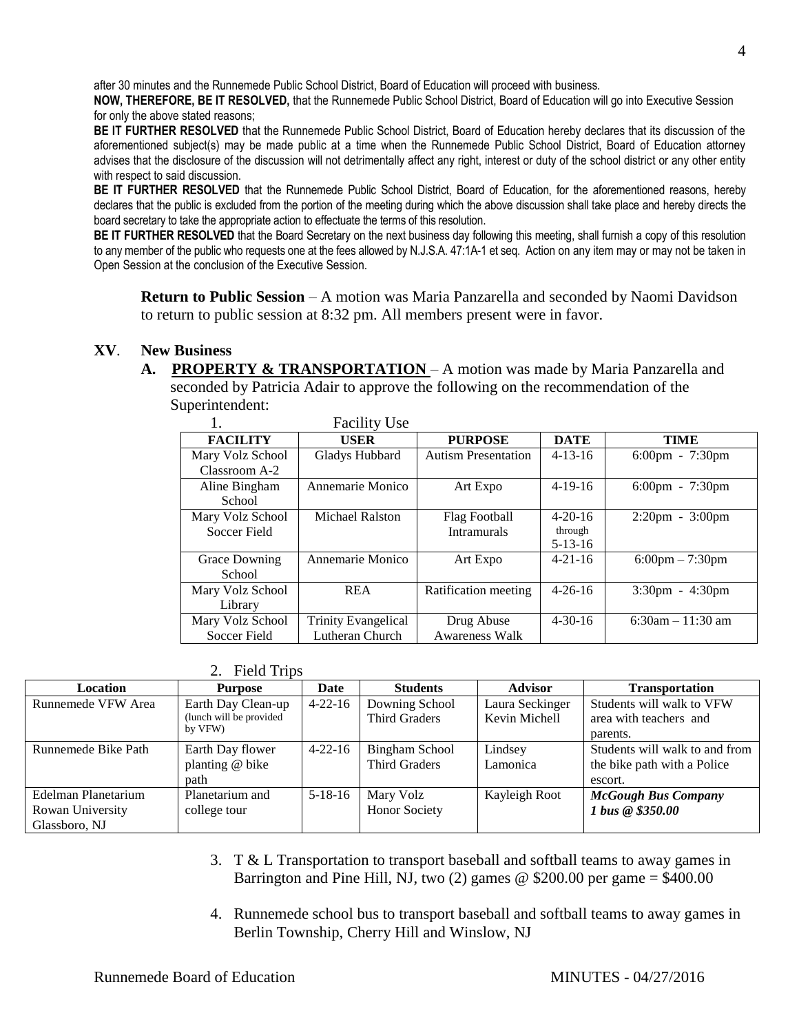after 30 minutes and the Runnemede Public School District, Board of Education will proceed with business.

**NOW, THEREFORE, BE IT RESOLVED,** that the Runnemede Public School District, Board of Education will go into Executive Session for only the above stated reasons;

**BE IT FURTHER RESOLVED** that the Runnemede Public School District, Board of Education hereby declares that its discussion of the aforementioned subject(s) may be made public at a time when the Runnemede Public School District, Board of Education attorney advises that the disclosure of the discussion will not detrimentally affect any right, interest or duty of the school district or any other entity with respect to said discussion.

**BE IT FURTHER RESOLVED** that the Runnemede Public School District, Board of Education, for the aforementioned reasons, hereby declares that the public is excluded from the portion of the meeting during which the above discussion shall take place and hereby directs the board secretary to take the appropriate action to effectuate the terms of this resolution.

**BE IT FURTHER RESOLVED** that the Board Secretary on the next business day following this meeting, shall furnish a copy of this resolution to any member of the public who requests one at the fees allowed by N.J.S.A. 47:1A-1 et seq. Action on any item may or may not be taken in Open Session at the conclusion of the Executive Session.

**Return to Public Session** – A motion was Maria Panzarella and seconded by Naomi Davidson to return to public session at 8:32 pm. All members present were in favor.

## XV. New Business

**A. PROPERTY & TRANSPORTATION** – A motion was made by Maria Panzarella and seconded by Patricia Adair to approve the following on the recommendation of the Superintendent:

1. Facility Use

| FACILITY | USER | PURPOSE | DATE | TIME |
|---|---|---|---|---|
| Mary Volz School Classroom A-2 | Gladys Hubbard | Autism Presentation | 4-13-16 | 6:00pm - 7:30pm |
| Aline Bingham School | Annemarie Monico | Art Expo | 4-19-16 | 6:00pm - 7:30pm |
| Mary Volz School Soccer Field | Michael Ralston | Flag Football Intramurals | 4-20-16 through 5-13-16 | 2:20pm - 3:00pm |
| Grace Downing School | Annemarie Monico | Art Expo | 4-21-16 | 6:00pm – 7:30pm |
| Mary Volz School Library | REA | Ratification meeting | 4-26-16 | 3:30pm - 4:30pm |
| Mary Volz School Soccer Field | Trinity Evangelical Lutheran Church | Drug Abuse Awareness Walk | 4-30-16 | 6:30am – 11:30 am |

2. Field Trips

| Location | Purpose | Date | Students | Advisor | Transportation |
|---|---|---|---|---|---|
| Runnemede VFW Area | Earth Day Clean-up (lunch will be provided by VFW) | 4-22-16 | Downing School Third Graders | Laura Seckinger Kevin Michell | Students will walk to VFW area with teachers and parents. |
| Runnemede Bike Path | Earth Day flower planting @ bike path | 4-22-16 | Bingham School Third Graders | Lindsey Lamonica | Students will walk to and from the bike path with a Police escort. |
| Edelman Planetarium Rowan University Glassboro, NJ | Planetarium and college tour | 5-18-16 | Mary Volz Honor Society | Kayleigh Root | ***McGough Bus Company 1 bus @ $350.00*** |

3. T & L Transportation to transport baseball and softball teams to away games in Barrington and Pine Hill, NJ, two (2) games @ $200.00 per game = $400.00

4. Runnemede school bus to transport baseball and softball teams to away games in Berlin Township, Cherry Hill and Winslow, NJ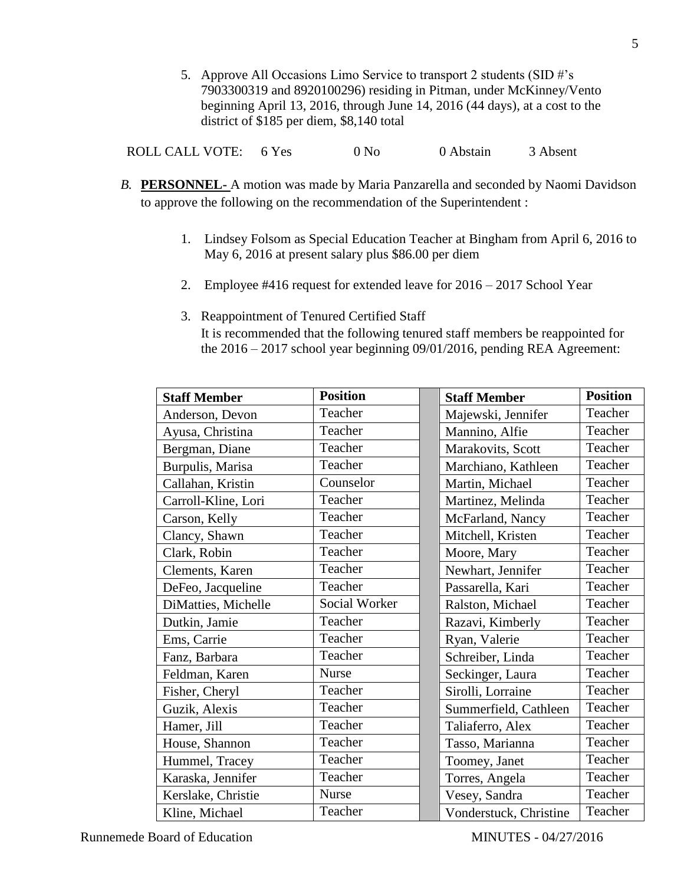5. Approve All Occasions Limo Service to transport 2 students (SID #'s 7903300319 and 8920100296) residing in Pitman, under McKinney/Vento beginning April 13, 2016, through June 14, 2016 (44 days), at a cost to the district of $185 per diem, $8,140 total

ROLL CALL VOTE: 6 Yes 0 No 0 Abstain 3 Absent

*B.* **PERSONNEL-** A motion was made by Maria Panzarella and seconded by Naomi Davidson to approve the following on the recommendation of the Superintendent :

1. Lindsey Folsom as Special Education Teacher at Bingham from April 6, 2016 to May 6, 2016 at present salary plus $86.00 per diem

2. Employee #416 request for extended leave for 2016 – 2017 School Year

3. Reappointment of Tenured Certified Staff
   It is recommended that the following tenured staff members be reappointed for the 2016 – 2017 school year beginning 09/01/2016, pending REA Agreement:

| Staff Member | Position | | Staff Member | Position |
|---|---|---|---|---|
| Anderson, Devon | Teacher | | Majewski, Jennifer | Teacher |
| Ayusa, Christina | Teacher | | Mannino, Alfie | Teacher |
| Bergman, Diane | Teacher | | Marakovits, Scott | Teacher |
| Burpulis, Marisa | Teacher | | Marchiano, Kathleen | Teacher |
| Callahan, Kristin | Counselor | | Martin, Michael | Teacher |
| Carroll-Kline, Lori | Teacher | | Martinez, Melinda | Teacher |
| Carson, Kelly | Teacher | | McFarland, Nancy | Teacher |
| Clancy, Shawn | Teacher | | Mitchell, Kristen | Teacher |
| Clark, Robin | Teacher | | Moore, Mary | Teacher |
| Clements, Karen | Teacher | | Newhart, Jennifer | Teacher |
| DeFeo, Jacqueline | Teacher | | Passarella, Kari | Teacher |
| DiMatties, Michelle | Social Worker | | Ralston, Michael | Teacher |
| Dutkin, Jamie | Teacher | | Razavi, Kimberly | Teacher |
| Ems, Carrie | Teacher | | Ryan, Valerie | Teacher |
| Fanz, Barbara | Teacher | | Schreiber, Linda | Teacher |
| Feldman, Karen | Nurse | | Seckinger, Laura | Teacher |
| Fisher, Cheryl | Teacher | | Sirolli, Lorraine | Teacher |
| Guzik, Alexis | Teacher | | Summerfield, Cathleen | Teacher |
| Hamer, Jill | Teacher | | Taliaferro, Alex | Teacher |
| House, Shannon | Teacher | | Tasso, Marianna | Teacher |
| Hummel, Tracey | Teacher | | Toomey, Janet | Teacher |
| Karaska, Jennifer | Teacher | | Torres, Angela | Teacher |
| Kerslake, Christie | Nurse | | Vesey, Sandra | Teacher |
| Kline, Michael | Teacher | | Vonderstuck, Christine | Teacher |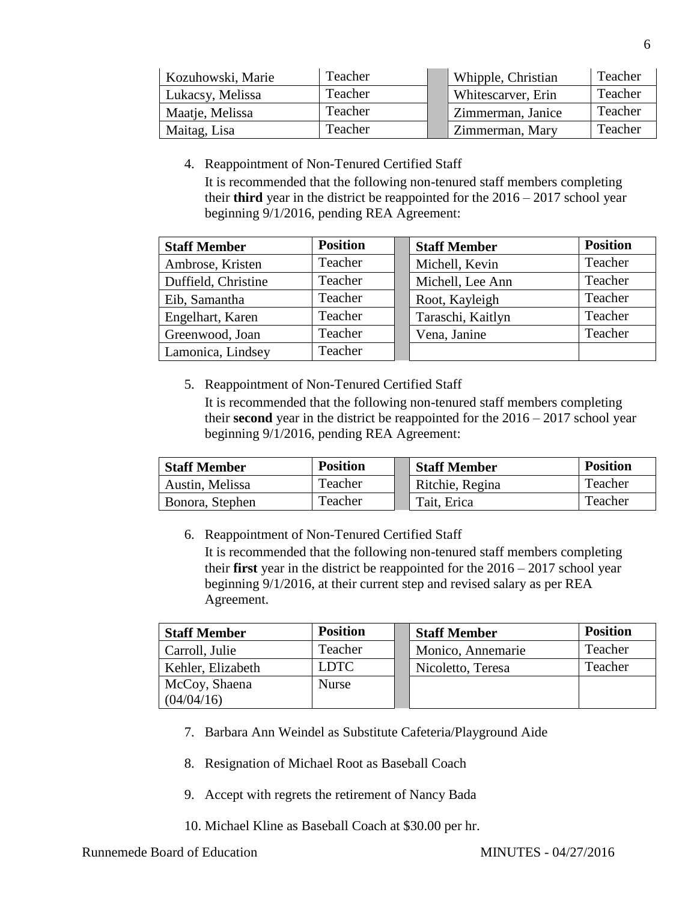| Kozuhowski, Marie | Teacher | | Whipple, Christian | Teacher |
|---|---|---|---|---|
| Lukacsy, Melissa | Teacher | | Whitescarver, Erin | Teacher |
| Maatje, Melissa | Teacher | | Zimmerman, Janice | Teacher |
| Maitag, Lisa | Teacher | | Zimmerman, Mary | Teacher |

4. Reappointment of Non-Tenured Certified Staff
   It is recommended that the following non-tenured staff members completing their **third** year in the district be reappointed for the 2016 – 2017 school year beginning 9/1/2016, pending REA Agreement:

| Staff Member | Position | | Staff Member | Position |
|---|---|---|---|---|
| Ambrose, Kristen | Teacher | | Michell, Kevin | Teacher |
| Duffield, Christine | Teacher | | Michell, Lee Ann | Teacher |
| Eib, Samantha | Teacher | | Root, Kayleigh | Teacher |
| Engelhart, Karen | Teacher | | Taraschi, Kaitlyn | Teacher |
| Greenwood, Joan | Teacher | | Vena, Janine | Teacher |
| Lamonica, Lindsey | Teacher | | | |

5. Reappointment of Non-Tenured Certified Staff
   It is recommended that the following non-tenured staff members completing their **second** year in the district be reappointed for the 2016 – 2017 school year beginning 9/1/2016, pending REA Agreement:

| Staff Member | Position | | Staff Member | Position |
|---|---|---|---|---|
| Austin, Melissa | Teacher | | Ritchie, Regina | Teacher |
| Bonora, Stephen | Teacher | | Tait, Erica | Teacher |

6. Reappointment of Non-Tenured Certified Staff
   It is recommended that the following non-tenured staff members completing their **first** year in the district be reappointed for the 2016 – 2017 school year beginning 9/1/2016, at their current step and revised salary as per REA Agreement.

| Staff Member | Position | | Staff Member | Position |
|---|---|---|---|---|
| Carroll, Julie | Teacher | | Monico, Annemarie | Teacher |
| Kehler, Elizabeth | LDTC | | Nicoletto, Teresa | Teacher |
| McCoy, Shaena (04/04/16) | Nurse | | | |

7. Barbara Ann Weindel as Substitute Cafeteria/Playground Aide

8. Resignation of Michael Root as Baseball Coach

9. Accept with regrets the retirement of Nancy Bada

10. Michael Kline as Baseball Coach at $30.00 per hr.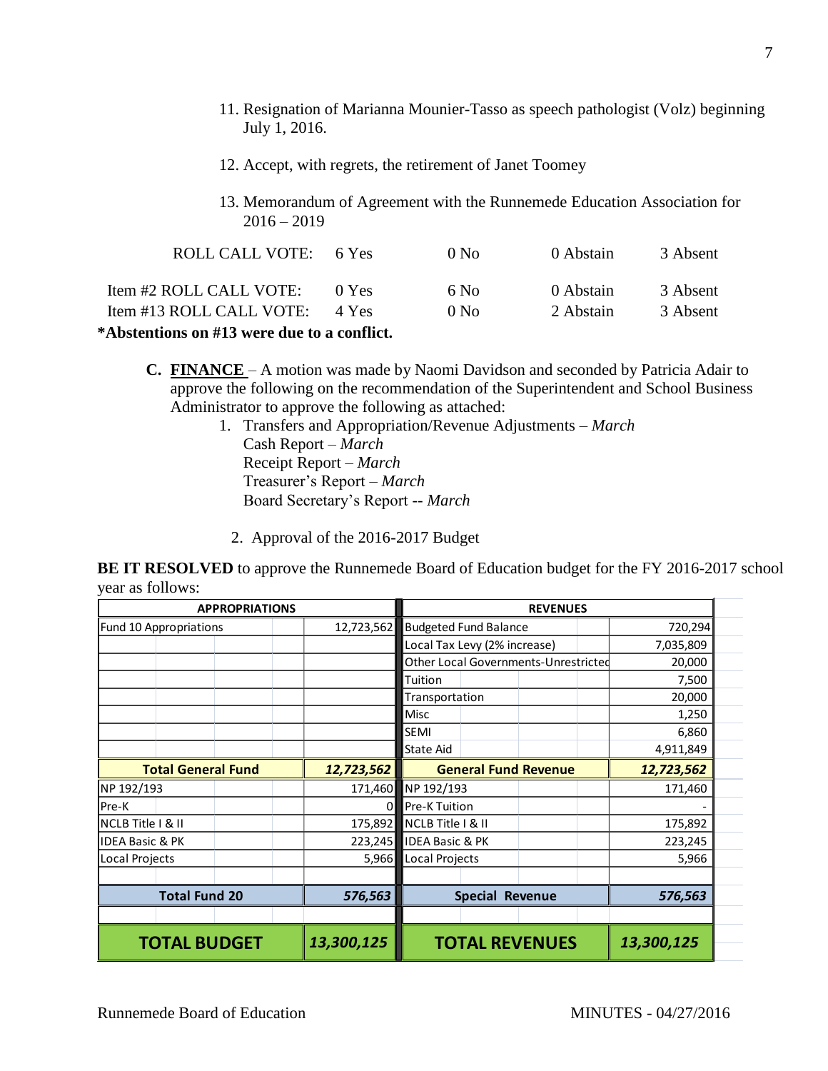11. Resignation of Marianna Mounier-Tasso as speech pathologist (Volz) beginning July 1, 2016.

12. Accept, with regrets, the retirement of Janet Toomey

13. Memorandum of Agreement with the Runnemede Education Association for 2016 – 2019

| | | | | |
|---|---|---|---|---|
| ROLL CALL VOTE: | 6 Yes | 0 No | 0 Abstain | 3 Absent |
| Item #2 ROLL CALL VOTE: | 0 Yes | 6 No | 0 Abstain | 3 Absent |
| Item #13 ROLL CALL VOTE: | 4 Yes | 0 No | 2 Abstain | 3 Absent |

**\*Abstentions on #13 were due to a conflict.**

C. **FINANCE** – A motion was made by Naomi Davidson and seconded by Patricia Adair to approve the following on the recommendation of the Superintendent and School Business Administrator to approve the following as attached:

1. Transfers and Appropriation/Revenue Adjustments – *March*
   Cash Report – *March*
   Receipt Report – *March*
   Treasurer's Report – *March*
   Board Secretary's Report -- *March*

2. Approval of the 2016-2017 Budget

**BE IT RESOLVED** to approve the Runnemede Board of Education budget for the FY 2016-2017 school year as follows:

| APPROPRIATIONS | | REVENUES | |
|---|---|---|---|
| Fund 10 Appropriations | 12,723,562 | Budgeted Fund Balance | 720,294 |
| | | Local Tax Levy (2% increase) | 7,035,809 |
| | | Other Local Governments-Unrestricted | 20,000 |
| | | Tuition | 7,500 |
| | | Transportation | 20,000 |
| | | Misc | 1,250 |
| | | SEMI | 6,860 |
| | | State Aid | 4,911,849 |
| **Total General Fund** | ***12,723,562*** | **General Fund Revenue** | ***12,723,562*** |
| NP 192/193 | 171,460 | NP 192/193 | 171,460 |
| Pre-K | 0 | Pre-K Tuition | - |
| NCLB Title I & II | 175,892 | NCLB Title I & II | 175,892 |
| IDEA Basic & PK | 223,245 | IDEA Basic & PK | 223,245 |
| Local Projects | 5,966 | Local Projects | 5,966 |
| | | | |
| **Total Fund 20** | ***576,563*** | **Special Revenue** | ***576,563*** |
| | | | |
| **TOTAL BUDGET** | ***13,300,125*** | **TOTAL REVENUES** | ***13,300,125*** |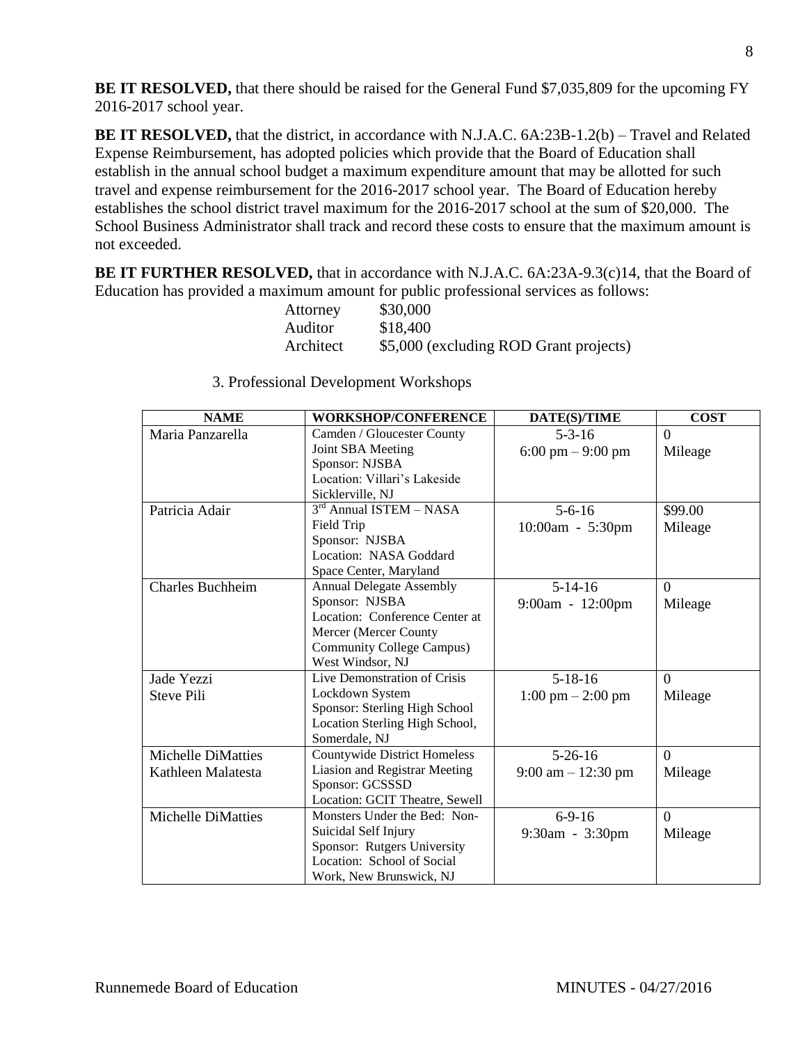**BE IT RESOLVED,** that there should be raised for the General Fund $7,035,809 for the upcoming FY 2016-2017 school year.

**BE IT RESOLVED,** that the district, in accordance with N.J.A.C. 6A:23B-1.2(b) – Travel and Related Expense Reimbursement, has adopted policies which provide that the Board of Education shall establish in the annual school budget a maximum expenditure amount that may be allotted for such travel and expense reimbursement for the 2016-2017 school year. The Board of Education hereby establishes the school district travel maximum for the 2016-2017 school at the sum of $20,000. The School Business Administrator shall track and record these costs to ensure that the maximum amount is not exceeded.

**BE IT FURTHER RESOLVED,** that in accordance with N.J.A.C. 6A:23A-9.3(c)14, that the Board of Education has provided a maximum amount for public professional services as follows:

| | |
|---|---|
| Attorney | $30,000 |
| Auditor | $18,400 |
| Architect | $5,000 (excluding ROD Grant projects) |

3. Professional Development Workshops

| NAME | WORKSHOP/CONFERENCE | DATE(S)/TIME | COST |
|---|---|---|---|
| Maria Panzarella | Camden / Gloucester County Joint SBA Meeting<br>Sponsor: NJSBA<br>Location: Villari's Lakeside Sicklerville, NJ | 5-3-16<br>6:00 pm – 9:00 pm | 0<br>Mileage |
| Patricia Adair | 3rd Annual ISTEM – NASA Field Trip<br>Sponsor: NJSBA<br>Location: NASA Goddard Space Center, Maryland | 5-6-16<br>10:00am - 5:30pm | $99.00<br>Mileage |
| Charles Buchheim | Annual Delegate Assembly<br>Sponsor: NJSBA<br>Location: Conference Center at Mercer (Mercer County Community College Campus) West Windsor, NJ | 5-14-16<br>9:00am - 12:00pm | 0<br>Mileage |
| Jade Yezzi<br>Steve Pili | Live Demonstration of Crisis Lockdown System<br>Sponsor: Sterling High School<br>Location Sterling High School, Somerdale, NJ | 5-18-16<br>1:00 pm – 2:00 pm | 0<br>Mileage |
| Michelle DiMatties<br>Kathleen Malatesta | Countywide District Homeless Liasion and Registrar Meeting<br>Sponsor: GCSSSD<br>Location: GCIT Theatre, Sewell | 5-26-16<br>9:00 am – 12:30 pm | 0<br>Mileage |
| Michelle DiMatties | Monsters Under the Bed: Non-Suicidal Self Injury<br>Sponsor: Rutgers University<br>Location: School of Social Work, New Brunswick, NJ | 6-9-16<br>9:30am - 3:30pm | 0<br>Mileage |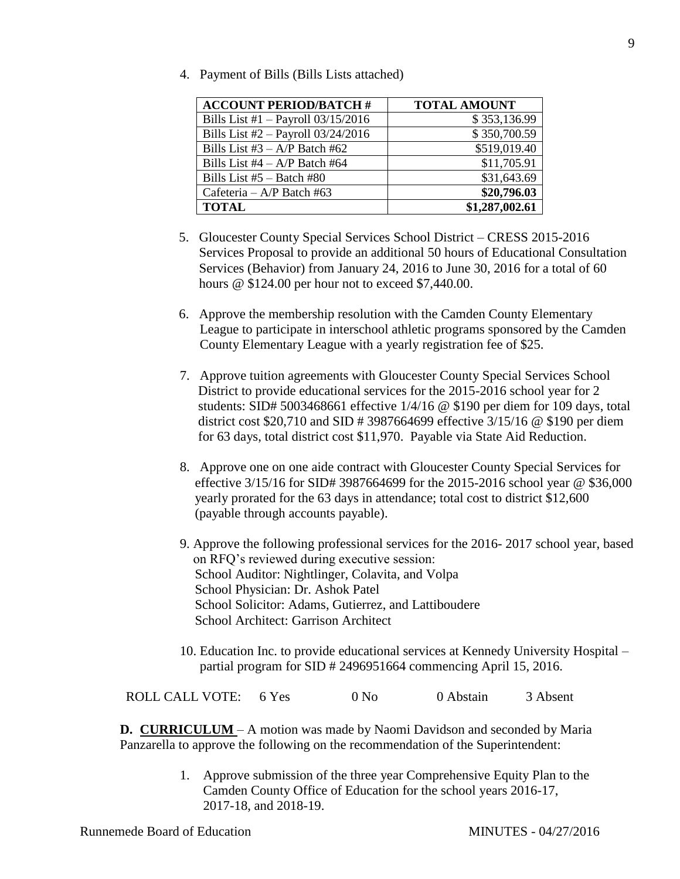4. Payment of Bills (Bills Lists attached)

| ACCOUNT PERIOD/BATCH # | TOTAL AMOUNT |
| --- | --- |
| Bills List #1 – Payroll 03/15/2016 | $ 353,136.99 |
| Bills List #2 – Payroll 03/24/2016 | $ 350,700.59 |
| Bills List #3 – A/P Batch #62 | $519,019.40 |
| Bills List #4 – A/P Batch #64 | $11,705.91 |
| Bills List #5 – Batch #80 | $31,643.69 |
| Cafeteria – A/P Batch #63 | **$20,796.03** |
| **TOTAL** | **$1,287,002.61** |

5. Gloucester County Special Services School District – CRESS 2015-2016 Services Proposal to provide an additional 50 hours of Educational Consultation Services (Behavior) from January 24, 2016 to June 30, 2016 for a total of 60 hours @ $124.00 per hour not to exceed $7,440.00.

6. Approve the membership resolution with the Camden County Elementary League to participate in interschool athletic programs sponsored by the Camden County Elementary League with a yearly registration fee of $25.

7. Approve tuition agreements with Gloucester County Special Services School District to provide educational services for the 2015-2016 school year for 2 students: SID# 5003468661 effective 1/4/16 @ $190 per diem for 109 days, total district cost $20,710 and SID # 3987664699 effective 3/15/16 @ $190 per diem for 63 days, total district cost $11,970. Payable via State Aid Reduction.

8. Approve one on one aide contract with Gloucester County Special Services for effective 3/15/16 for SID# 3987664699 for the 2015-2016 school year @ $36,000 yearly prorated for the 63 days in attendance; total cost to district $12,600 (payable through accounts payable).

9. Approve the following professional services for the 2016- 2017 school year, based on RFQ's reviewed during executive session:
   School Auditor: Nightlinger, Colavita, and Volpa
   School Physician: Dr. Ashok Patel
   School Solicitor: Adams, Gutierrez, and Lattiboudere
   School Architect: Garrison Architect

10. Education Inc. to provide educational services at Kennedy University Hospital – partial program for SID # 2496951664 commencing April 15, 2016.

ROLL CALL VOTE: 6 Yes 0 No 0 Abstain 3 Absent

**D. CURRICULUM** – A motion was made by Naomi Davidson and seconded by Maria Panzarella to approve the following on the recommendation of the Superintendent:

1. Approve submission of the three year Comprehensive Equity Plan to the Camden County Office of Education for the school years 2016-17, 2017-18, and 2018-19.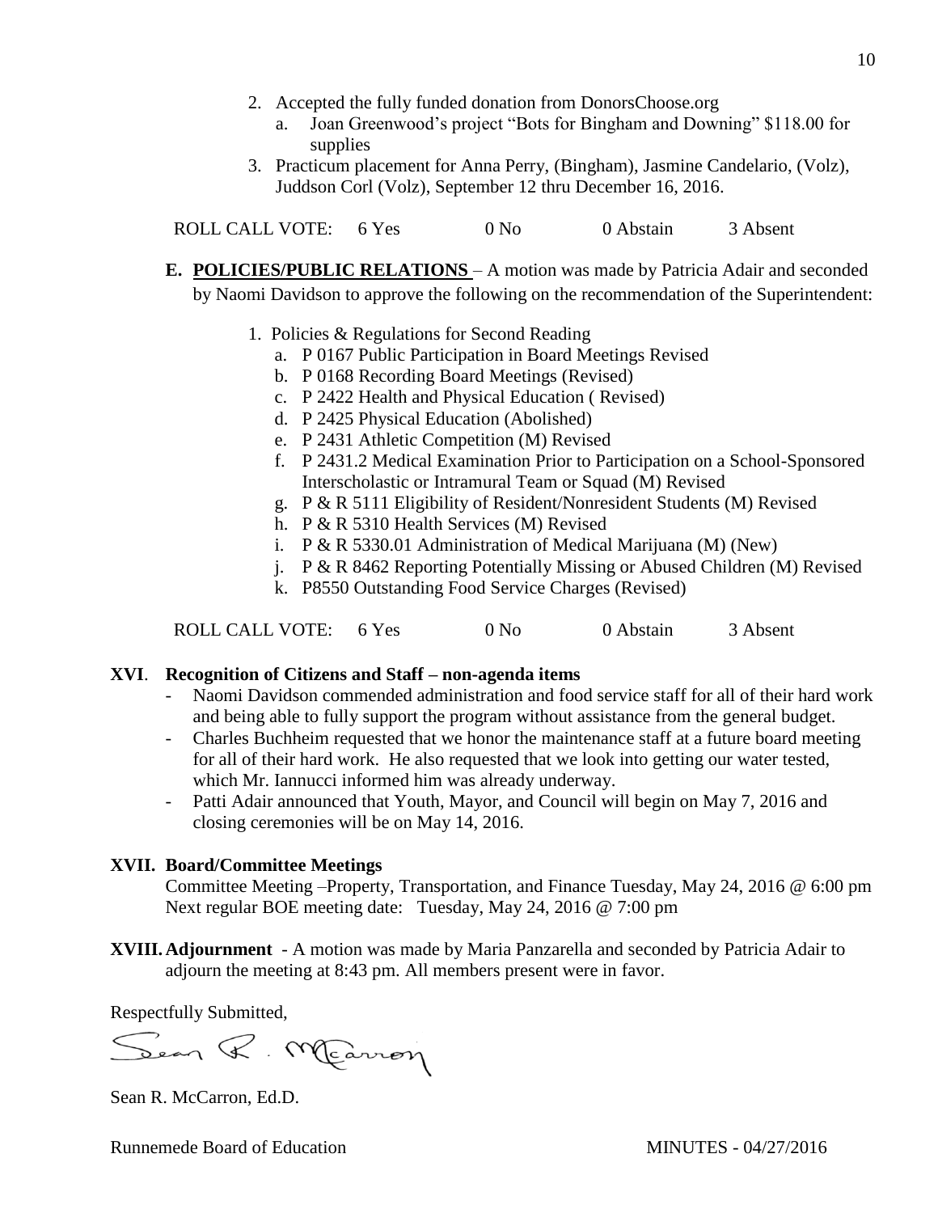2. Accepted the fully funded donation from DonorsChoose.org
   a. Joan Greenwood's project "Bots for Bingham and Downing" $118.00 for supplies
3. Practicum placement for Anna Perry, (Bingham), Jasmine Candelario, (Volz), Juddson Corl (Volz), September 12 thru December 16, 2016.

ROLL CALL VOTE: 6 Yes 0 No 0 Abstain 3 Absent

**E. POLICIES/PUBLIC RELATIONS** – A motion was made by Patricia Adair and seconded by Naomi Davidson to approve the following on the recommendation of the Superintendent:

1. Policies & Regulations for Second Reading
   a. P 0167 Public Participation in Board Meetings Revised
   b. P 0168 Recording Board Meetings (Revised)
   c. P 2422 Health and Physical Education ( Revised)
   d. P 2425 Physical Education (Abolished)
   e. P 2431 Athletic Competition (M) Revised
   f. P 2431.2 Medical Examination Prior to Participation on a School-Sponsored Interscholastic or Intramural Team or Squad (M) Revised
   g. P & R 5111 Eligibility of Resident/Nonresident Students (M) Revised
   h. P & R 5310 Health Services (M) Revised
   i. P & R 5330.01 Administration of Medical Marijuana (M) (New)
   j. P & R 8462 Reporting Potentially Missing or Abused Children (M) Revised
   k. P8550 Outstanding Food Service Charges (Revised)

ROLL CALL VOTE: 6 Yes 0 No 0 Abstain 3 Absent

**XVI. Recognition of Citizens and Staff – non-agenda items**

- Naomi Davidson commended administration and food service staff for all of their hard work and being able to fully support the program without assistance from the general budget.
- Charles Buchheim requested that we honor the maintenance staff at a future board meeting for all of their hard work. He also requested that we look into getting our water tested, which Mr. Iannucci informed him was already underway.
- Patti Adair announced that Youth, Mayor, and Council will begin on May 7, 2016 and closing ceremonies will be on May 14, 2016.

**XVII. Board/Committee Meetings**

Committee Meeting –Property, Transportation, and Finance Tuesday, May 24, 2016 @ 6:00 pm
Next regular BOE meeting date: Tuesday, May 24, 2016 @ 7:00 pm

**XVIII. Adjournment** - A motion was made by Maria Panzarella and seconded by Patricia Adair to adjourn the meeting at 8:43 pm. All members present were in favor.

Respectfully Submitted,

Sean R. McCarron

Sean R. McCarron, Ed.D.

Runnemede Board of Education MINUTES - 04/27/2016